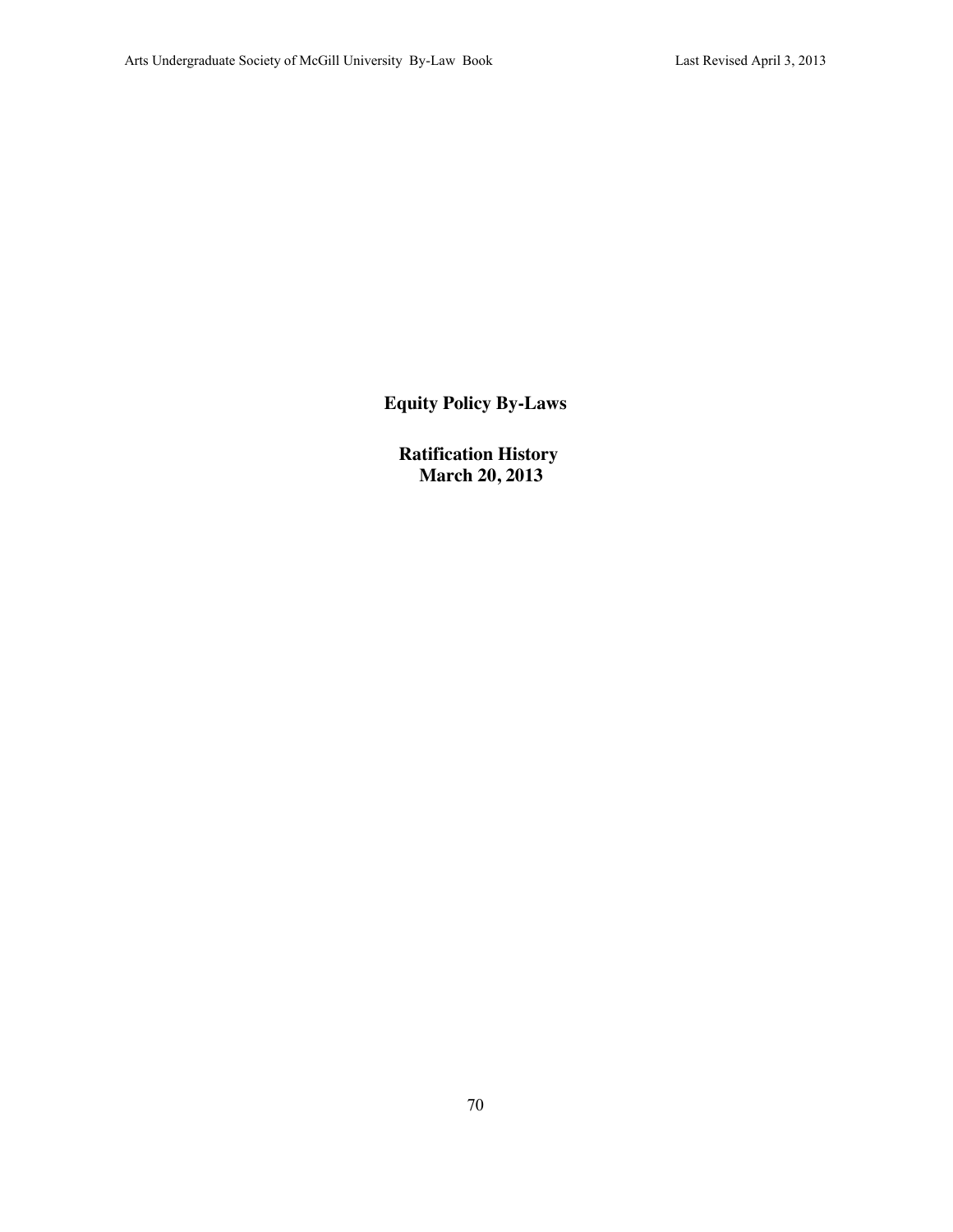# Equity Policy By-Laws

**Ratification History**
**March 20, 2013**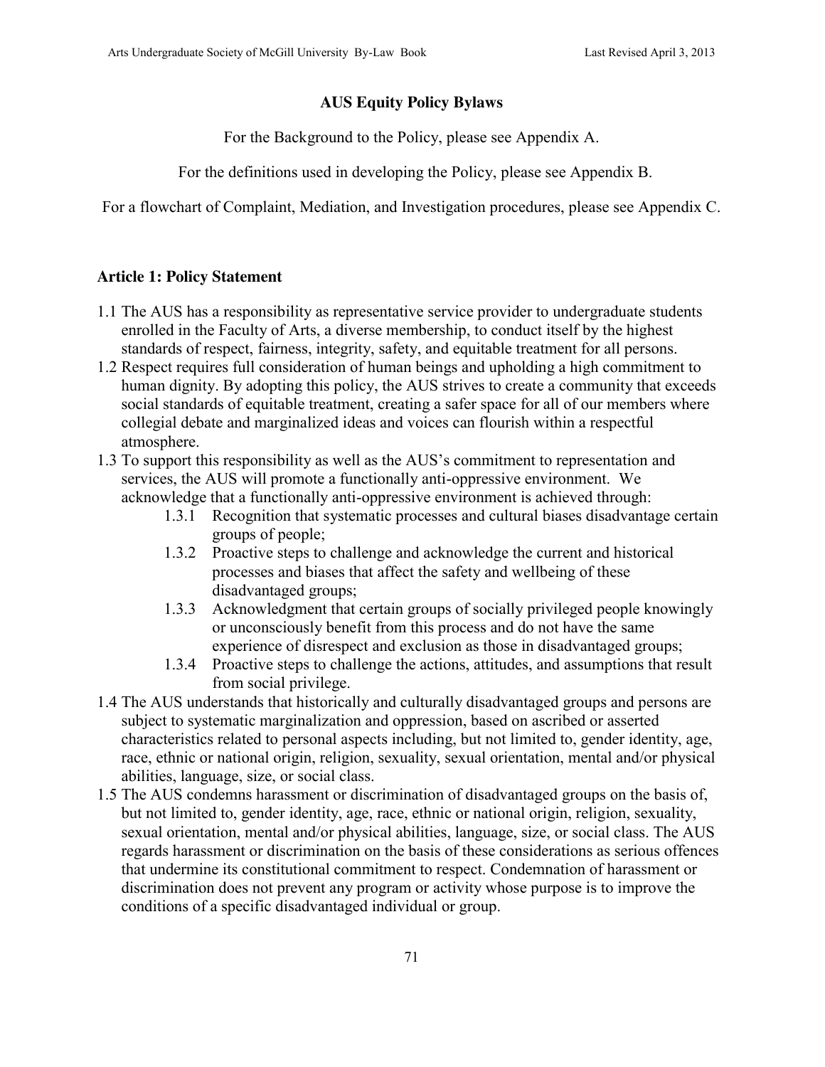## AUS Equity Policy Bylaws

For the Background to the Policy, please see Appendix A.

For the definitions used in developing the Policy, please see Appendix B.

For a flowchart of Complaint, Mediation, and Investigation procedures, please see Appendix C.

### Article 1: Policy Statement

1.1 The AUS has a responsibility as representative service provider to undergraduate students enrolled in the Faculty of Arts, a diverse membership, to conduct itself by the highest standards of respect, fairness, integrity, safety, and equitable treatment for all persons.

1.2 Respect requires full consideration of human beings and upholding a high commitment to human dignity. By adopting this policy, the AUS strives to create a community that exceeds social standards of equitable treatment, creating a safer space for all of our members where collegial debate and marginalized ideas and voices can flourish within a respectful atmosphere.

1.3 To support this responsibility as well as the AUS's commitment to representation and services, the AUS will promote a functionally anti-oppressive environment. We acknowledge that a functionally anti-oppressive environment is achieved through:

- 1.3.1 Recognition that systematic processes and cultural biases disadvantage certain groups of people;
- 1.3.2 Proactive steps to challenge and acknowledge the current and historical processes and biases that affect the safety and wellbeing of these disadvantaged groups;
- 1.3.3 Acknowledgment that certain groups of socially privileged people knowingly or unconsciously benefit from this process and do not have the same experience of disrespect and exclusion as those in disadvantaged groups;
- 1.3.4 Proactive steps to challenge the actions, attitudes, and assumptions that result from social privilege.

1.4 The AUS understands that historically and culturally disadvantaged groups and persons are subject to systematic marginalization and oppression, based on ascribed or asserted characteristics related to personal aspects including, but not limited to, gender identity, age, race, ethnic or national origin, religion, sexuality, sexual orientation, mental and/or physical abilities, language, size, or social class.

1.5 The AUS condemns harassment or discrimination of disadvantaged groups on the basis of, but not limited to, gender identity, age, race, ethnic or national origin, religion, sexuality, sexual orientation, mental and/or physical abilities, language, size, or social class. The AUS regards harassment or discrimination on the basis of these considerations as serious offences that undermine its constitutional commitment to respect. Condemnation of harassment or discrimination does not prevent any program or activity whose purpose is to improve the conditions of a specific disadvantaged individual or group.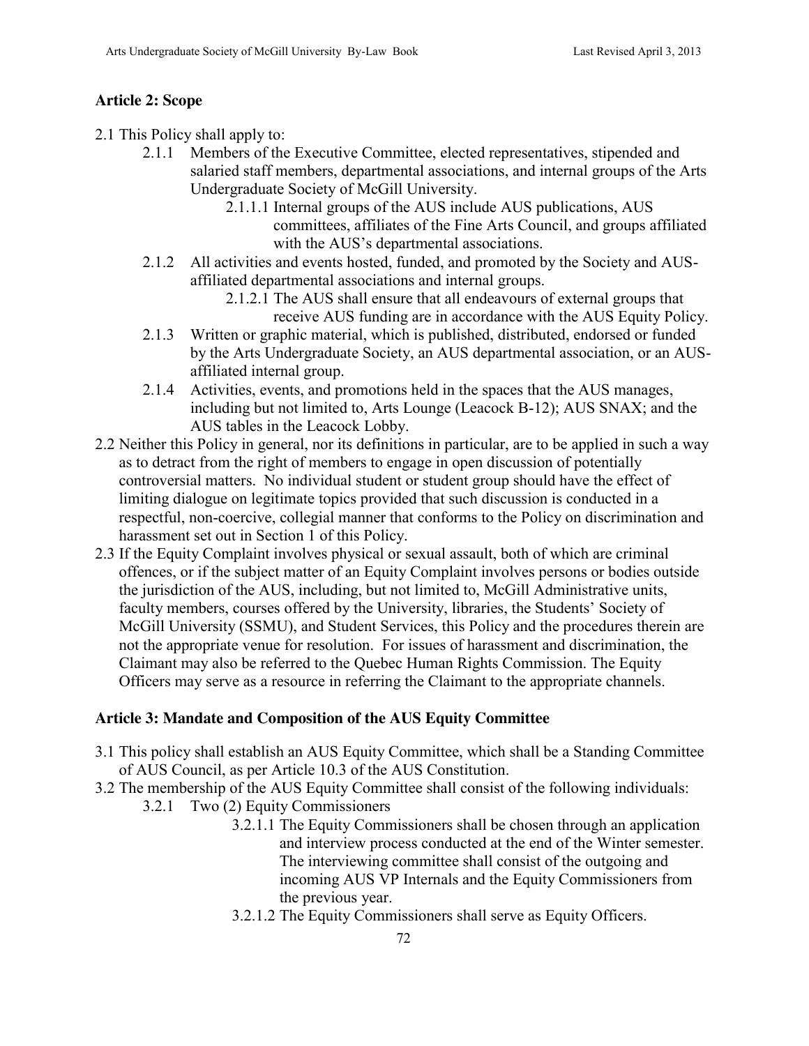## Article 2: Scope

2.1 This Policy shall apply to:

- 2.1.1 Members of the Executive Committee, elected representatives, stipended and salaried staff members, departmental associations, and internal groups of the Arts Undergraduate Society of McGill University.
  - 2.1.1.1 Internal groups of the AUS include AUS publications, AUS committees, affiliates of the Fine Arts Council, and groups affiliated with the AUS's departmental associations.
- 2.1.2 All activities and events hosted, funded, and promoted by the Society and AUS-affiliated departmental associations and internal groups.
  - 2.1.2.1 The AUS shall ensure that all endeavours of external groups that receive AUS funding are in accordance with the AUS Equity Policy.
- 2.1.3 Written or graphic material, which is published, distributed, endorsed or funded by the Arts Undergraduate Society, an AUS departmental association, or an AUS-affiliated internal group.
- 2.1.4 Activities, events, and promotions held in the spaces that the AUS manages, including but not limited to, Arts Lounge (Leacock B-12); AUS SNAX; and the AUS tables in the Leacock Lobby.

2.2 Neither this Policy in general, nor its definitions in particular, are to be applied in such a way as to detract from the right of members to engage in open discussion of potentially controversial matters. No individual student or student group should have the effect of limiting dialogue on legitimate topics provided that such discussion is conducted in a respectful, non-coercive, collegial manner that conforms to the Policy on discrimination and harassment set out in Section 1 of this Policy.

2.3 If the Equity Complaint involves physical or sexual assault, both of which are criminal offences, or if the subject matter of an Equity Complaint involves persons or bodies outside the jurisdiction of the AUS, including, but not limited to, McGill Administrative units, faculty members, courses offered by the University, libraries, the Students' Society of McGill University (SSMU), and Student Services, this Policy and the procedures therein are not the appropriate venue for resolution. For issues of harassment and discrimination, the Claimant may also be referred to the Quebec Human Rights Commission. The Equity Officers may serve as a resource in referring the Claimant to the appropriate channels.

## Article 3: Mandate and Composition of the AUS Equity Committee

3.1 This policy shall establish an AUS Equity Committee, which shall be a Standing Committee of AUS Council, as per Article 10.3 of the AUS Constitution.

3.2 The membership of the AUS Equity Committee shall consist of the following individuals:

- 3.2.1 Two (2) Equity Commissioners
  - 3.2.1.1 The Equity Commissioners shall be chosen through an application and interview process conducted at the end of the Winter semester. The interviewing committee shall consist of the outgoing and incoming AUS VP Internals and the Equity Commissioners from the previous year.
  - 3.2.1.2 The Equity Commissioners shall serve as Equity Officers.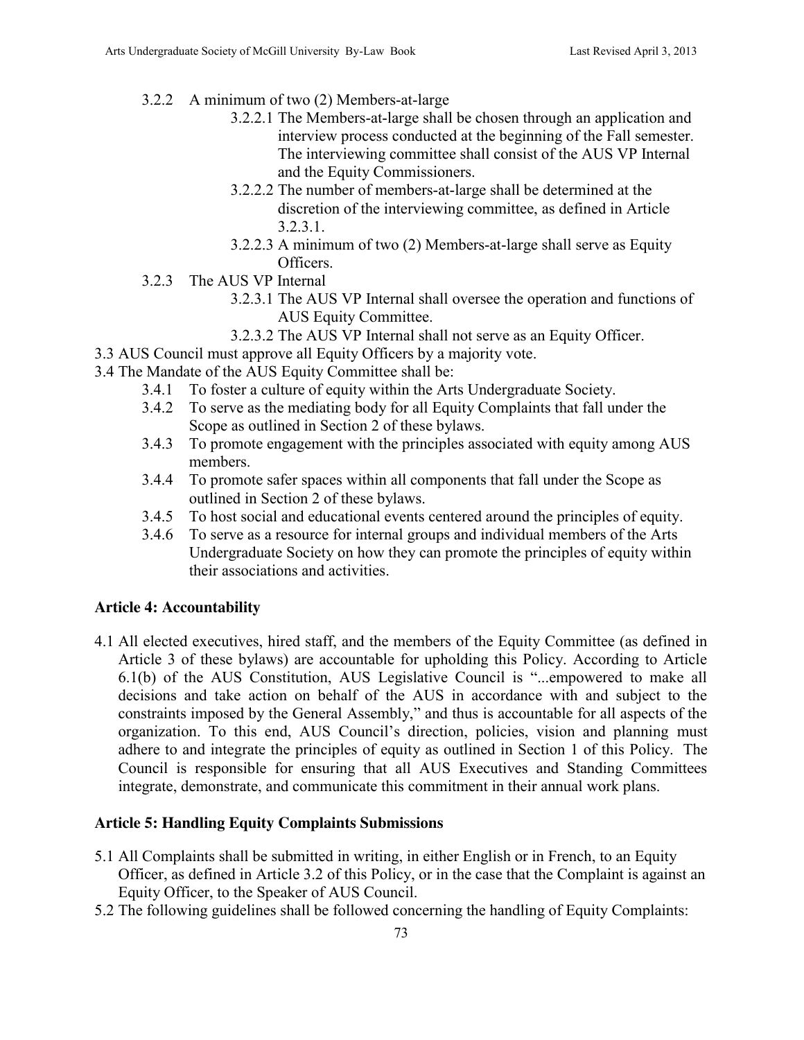- 3.2.2 A minimum of two (2) Members-at-large
  - 3.2.2.1 The Members-at-large shall be chosen through an application and interview process conducted at the beginning of the Fall semester. The interviewing committee shall consist of the AUS VP Internal and the Equity Commissioners.
  - 3.2.2.2 The number of members-at-large shall be determined at the discretion of the interviewing committee, as defined in Article 3.2.3.1.
  - 3.2.2.3 A minimum of two (2) Members-at-large shall serve as Equity Officers.
- 3.2.3 The AUS VP Internal
  - 3.2.3.1 The AUS VP Internal shall oversee the operation and functions of AUS Equity Committee.
  - 3.2.3.2 The AUS VP Internal shall not serve as an Equity Officer.

3.3 AUS Council must approve all Equity Officers by a majority vote.

3.4 The Mandate of the AUS Equity Committee shall be:

- 3.4.1 To foster a culture of equity within the Arts Undergraduate Society.
- 3.4.2 To serve as the mediating body for all Equity Complaints that fall under the Scope as outlined in Section 2 of these bylaws.
- 3.4.3 To promote engagement with the principles associated with equity among AUS members.
- 3.4.4 To promote safer spaces within all components that fall under the Scope as outlined in Section 2 of these bylaws.
- 3.4.5 To host social and educational events centered around the principles of equity.
- 3.4.6 To serve as a resource for internal groups and individual members of the Arts Undergraduate Society on how they can promote the principles of equity within their associations and activities.

### Article 4: Accountability

4.1 All elected executives, hired staff, and the members of the Equity Committee (as defined in Article 3 of these bylaws) are accountable for upholding this Policy. According to Article 6.1(b) of the AUS Constitution, AUS Legislative Council is "...empowered to make all decisions and take action on behalf of the AUS in accordance with and subject to the constraints imposed by the General Assembly," and thus is accountable for all aspects of the organization. To this end, AUS Council's direction, policies, vision and planning must adhere to and integrate the principles of equity as outlined in Section 1 of this Policy. The Council is responsible for ensuring that all AUS Executives and Standing Committees integrate, demonstrate, and communicate this commitment in their annual work plans.

### Article 5: Handling Equity Complaints Submissions

5.1 All Complaints shall be submitted in writing, in either English or in French, to an Equity Officer, as defined in Article 3.2 of this Policy, or in the case that the Complaint is against an Equity Officer, to the Speaker of AUS Council.

5.2 The following guidelines shall be followed concerning the handling of Equity Complaints: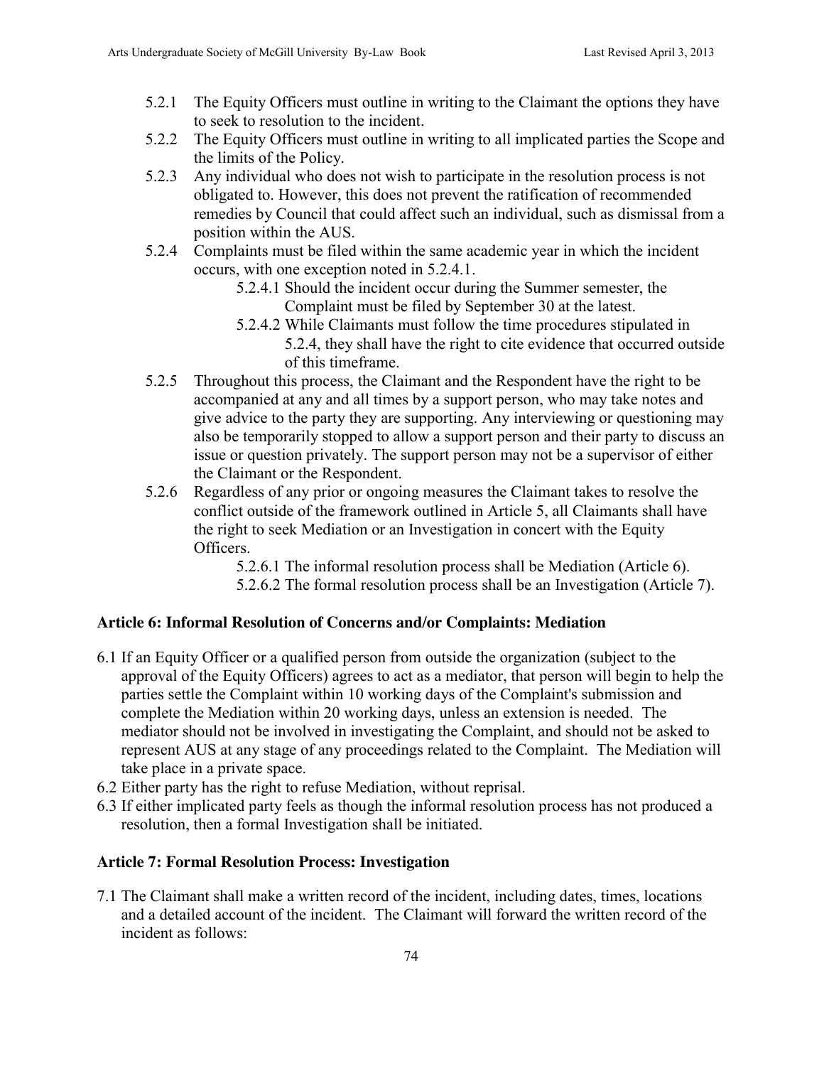5.2.1 The Equity Officers must outline in writing to the Claimant the options they have to seek to resolution to the incident.

5.2.2 The Equity Officers must outline in writing to all implicated parties the Scope and the limits of the Policy.

5.2.3 Any individual who does not wish to participate in the resolution process is not obligated to. However, this does not prevent the ratification of recommended remedies by Council that could affect such an individual, such as dismissal from a position within the AUS.

5.2.4 Complaints must be filed within the same academic year in which the incident occurs, with one exception noted in 5.2.4.1.

  5.2.4.1 Should the incident occur during the Summer semester, the Complaint must be filed by September 30 at the latest.

  5.2.4.2 While Claimants must follow the time procedures stipulated in 5.2.4, they shall have the right to cite evidence that occurred outside of this timeframe.

5.2.5 Throughout this process, the Claimant and the Respondent have the right to be accompanied at any and all times by a support person, who may take notes and give advice to the party they are supporting. Any interviewing or questioning may also be temporarily stopped to allow a support person and their party to discuss an issue or question privately. The support person may not be a supervisor of either the Claimant or the Respondent.

5.2.6 Regardless of any prior or ongoing measures the Claimant takes to resolve the conflict outside of the framework outlined in Article 5, all Claimants shall have the right to seek Mediation or an Investigation in concert with the Equity Officers.

  5.2.6.1 The informal resolution process shall be Mediation (Article 6).

  5.2.6.2 The formal resolution process shall be an Investigation (Article 7).

### Article 6: Informal Resolution of Concerns and/or Complaints: Mediation

6.1 If an Equity Officer or a qualified person from outside the organization (subject to the approval of the Equity Officers) agrees to act as a mediator, that person will begin to help the parties settle the Complaint within 10 working days of the Complaint's submission and complete the Mediation within 20 working days, unless an extension is needed. The mediator should not be involved in investigating the Complaint, and should not be asked to represent AUS at any stage of any proceedings related to the Complaint. The Mediation will take place in a private space.

6.2 Either party has the right to refuse Mediation, without reprisal.

6.3 If either implicated party feels as though the informal resolution process has not produced a resolution, then a formal Investigation shall be initiated.

### Article 7: Formal Resolution Process: Investigation

7.1 The Claimant shall make a written record of the incident, including dates, times, locations and a detailed account of the incident. The Claimant will forward the written record of the incident as follows: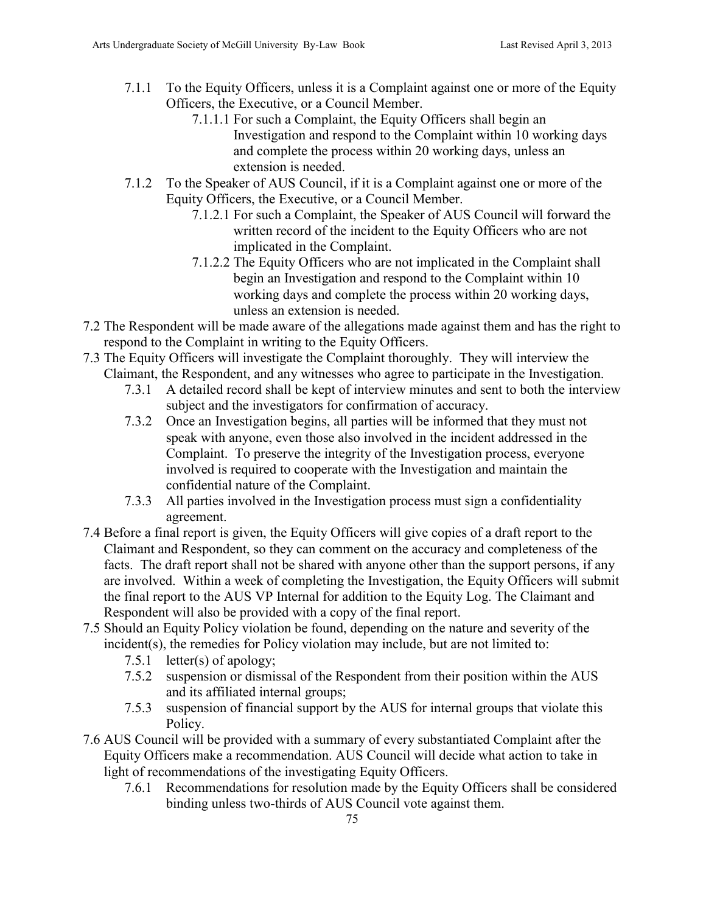- 7.1.1 To the Equity Officers, unless it is a Complaint against one or more of the Equity Officers, the Executive, or a Council Member.
  - 7.1.1.1 For such a Complaint, the Equity Officers shall begin an Investigation and respond to the Complaint within 10 working days and complete the process within 20 working days, unless an extension is needed.
- 7.1.2 To the Speaker of AUS Council, if it is a Complaint against one or more of the Equity Officers, the Executive, or a Council Member.
  - 7.1.2.1 For such a Complaint, the Speaker of AUS Council will forward the written record of the incident to the Equity Officers who are not implicated in the Complaint.
  - 7.1.2.2 The Equity Officers who are not implicated in the Complaint shall begin an Investigation and respond to the Complaint within 10 working days and complete the process within 20 working days, unless an extension is needed.

7.2 The Respondent will be made aware of the allegations made against them and has the right to respond to the Complaint in writing to the Equity Officers.

7.3 The Equity Officers will investigate the Complaint thoroughly. They will interview the Claimant, the Respondent, and any witnesses who agree to participate in the Investigation.

- 7.3.1 A detailed record shall be kept of interview minutes and sent to both the interview subject and the investigators for confirmation of accuracy.
- 7.3.2 Once an Investigation begins, all parties will be informed that they must not speak with anyone, even those also involved in the incident addressed in the Complaint. To preserve the integrity of the Investigation process, everyone involved is required to cooperate with the Investigation and maintain the confidential nature of the Complaint.
- 7.3.3 All parties involved in the Investigation process must sign a confidentiality agreement.

7.4 Before a final report is given, the Equity Officers will give copies of a draft report to the Claimant and Respondent, so they can comment on the accuracy and completeness of the facts. The draft report shall not be shared with anyone other than the support persons, if any are involved. Within a week of completing the Investigation, the Equity Officers will submit the final report to the AUS VP Internal for addition to the Equity Log. The Claimant and Respondent will also be provided with a copy of the final report.

7.5 Should an Equity Policy violation be found, depending on the nature and severity of the incident(s), the remedies for Policy violation may include, but are not limited to:

- 7.5.1 letter(s) of apology;
- 7.5.2 suspension or dismissal of the Respondent from their position within the AUS and its affiliated internal groups;
- 7.5.3 suspension of financial support by the AUS for internal groups that violate this Policy.

7.6 AUS Council will be provided with a summary of every substantiated Complaint after the Equity Officers make a recommendation. AUS Council will decide what action to take in light of recommendations of the investigating Equity Officers.

- 7.6.1 Recommendations for resolution made by the Equity Officers shall be considered binding unless two-thirds of AUS Council vote against them.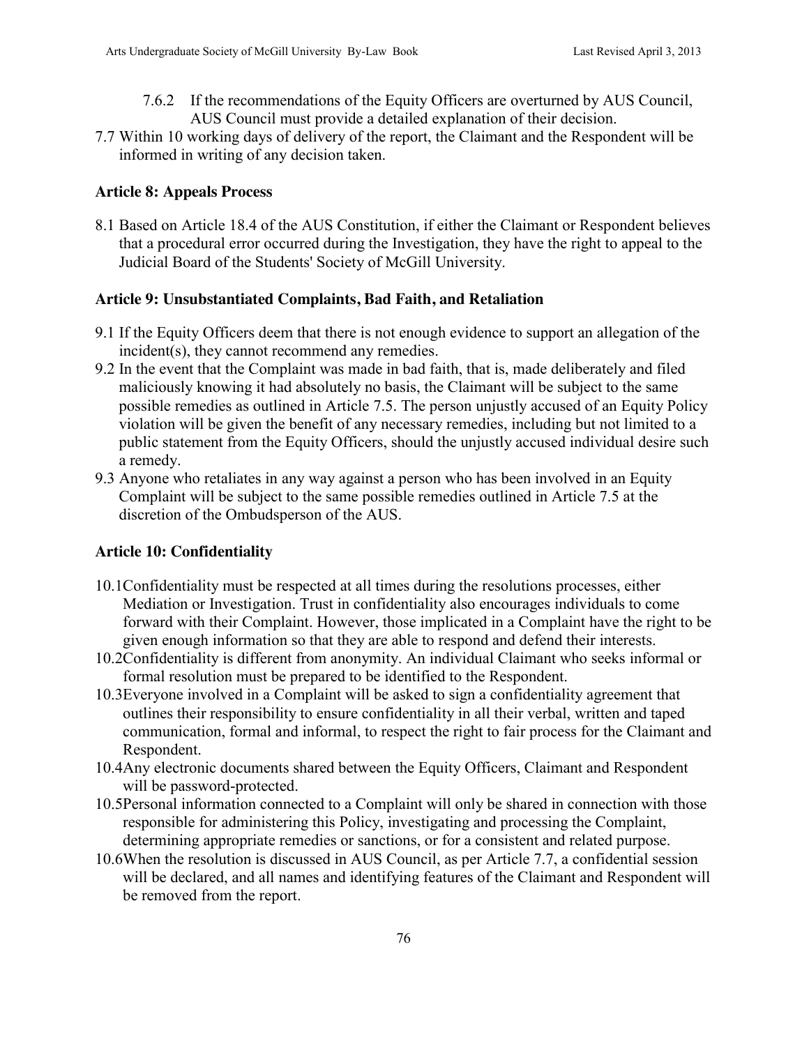7.6.2 If the recommendations of the Equity Officers are overturned by AUS Council, AUS Council must provide a detailed explanation of their decision.

7.7 Within 10 working days of delivery of the report, the Claimant and the Respondent will be informed in writing of any decision taken.

### Article 8: Appeals Process

8.1 Based on Article 18.4 of the AUS Constitution, if either the Claimant or Respondent believes that a procedural error occurred during the Investigation, they have the right to appeal to the Judicial Board of the Students' Society of McGill University.

### Article 9: Unsubstantiated Complaints, Bad Faith, and Retaliation

9.1 If the Equity Officers deem that there is not enough evidence to support an allegation of the incident(s), they cannot recommend any remedies.

9.2 In the event that the Complaint was made in bad faith, that is, made deliberately and filed maliciously knowing it had absolutely no basis, the Claimant will be subject to the same possible remedies as outlined in Article 7.5. The person unjustly accused of an Equity Policy violation will be given the benefit of any necessary remedies, including but not limited to a public statement from the Equity Officers, should the unjustly accused individual desire such a remedy.

9.3 Anyone who retaliates in any way against a person who has been involved in an Equity Complaint will be subject to the same possible remedies outlined in Article 7.5 at the discretion of the Ombudsperson of the AUS.

### Article 10: Confidentiality

10.1 Confidentiality must be respected at all times during the resolutions processes, either Mediation or Investigation. Trust in confidentiality also encourages individuals to come forward with their Complaint. However, those implicated in a Complaint have the right to be given enough information so that they are able to respond and defend their interests.

10.2 Confidentiality is different from anonymity. An individual Claimant who seeks informal or formal resolution must be prepared to be identified to the Respondent.

10.3 Everyone involved in a Complaint will be asked to sign a confidentiality agreement that outlines their responsibility to ensure confidentiality in all their verbal, written and taped communication, formal and informal, to respect the right to fair process for the Claimant and Respondent.

10.4 Any electronic documents shared between the Equity Officers, Claimant and Respondent will be password-protected.

10.5 Personal information connected to a Complaint will only be shared in connection with those responsible for administering this Policy, investigating and processing the Complaint, determining appropriate remedies or sanctions, or for a consistent and related purpose.

10.6 When the resolution is discussed in AUS Council, as per Article 7.7, a confidential session will be declared, and all names and identifying features of the Claimant and Respondent will be removed from the report.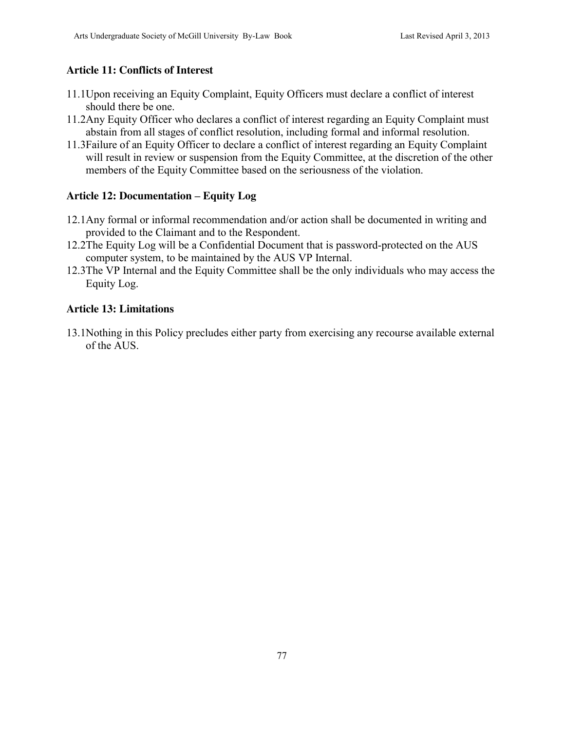### Article 11: Conflicts of Interest

11.1 Upon receiving an Equity Complaint, Equity Officers must declare a conflict of interest should there be one.

11.2 Any Equity Officer who declares a conflict of interest regarding an Equity Complaint must abstain from all stages of conflict resolution, including formal and informal resolution.

11.3 Failure of an Equity Officer to declare a conflict of interest regarding an Equity Complaint will result in review or suspension from the Equity Committee, at the discretion of the other members of the Equity Committee based on the seriousness of the violation.

### Article 12: Documentation – Equity Log

12.1 Any formal or informal recommendation and/or action shall be documented in writing and provided to the Claimant and to the Respondent.

12.2 The Equity Log will be a Confidential Document that is password-protected on the AUS computer system, to be maintained by the AUS VP Internal.

12.3 The VP Internal and the Equity Committee shall be the only individuals who may access the Equity Log.

### Article 13: Limitations

13.1 Nothing in this Policy precludes either party from exercising any recourse available external of the AUS.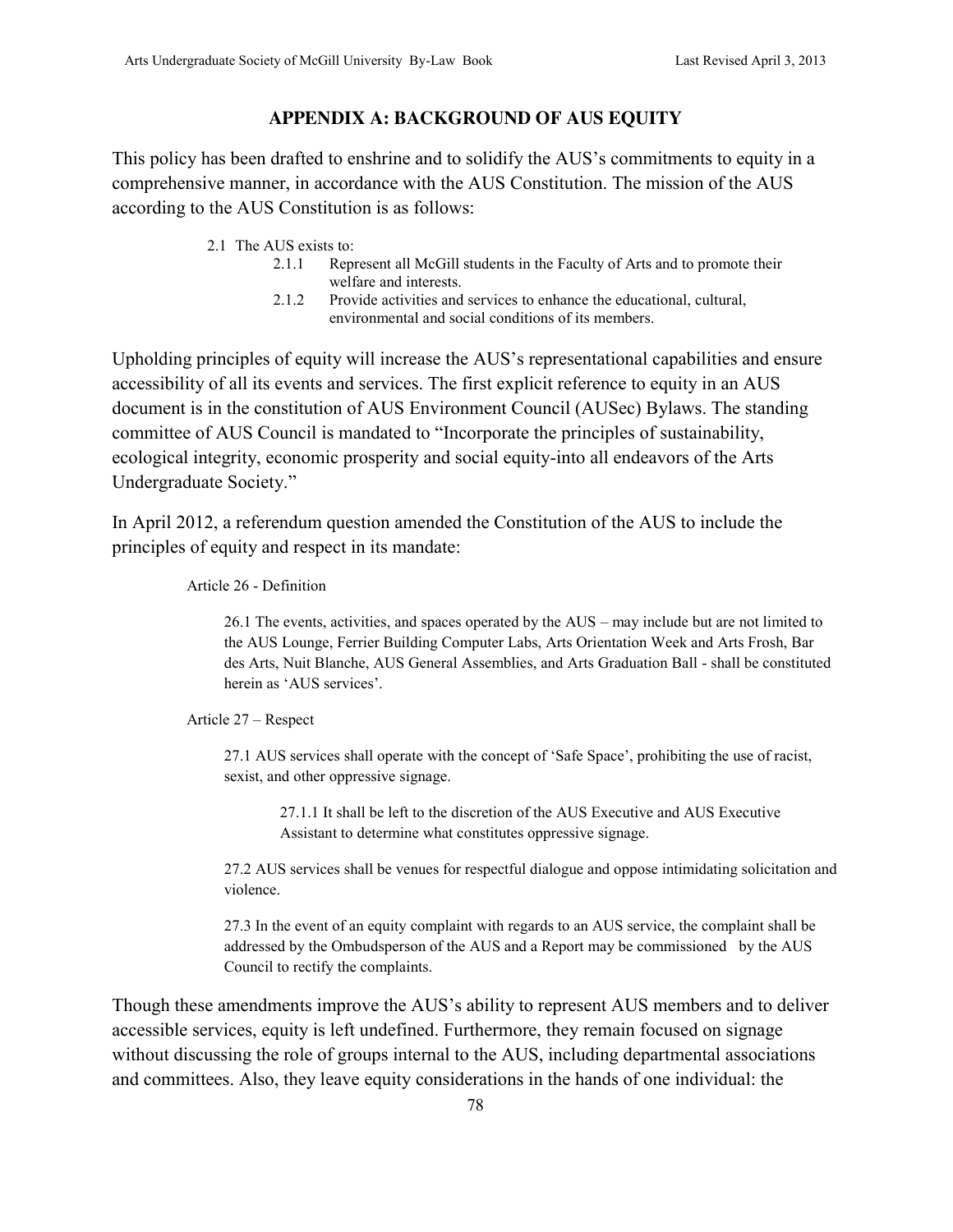## APPENDIX A: BACKGROUND OF AUS EQUITY

This policy has been drafted to enshrine and to solidify the AUS's commitments to equity in a comprehensive manner, in accordance with the AUS Constitution. The mission of the AUS according to the AUS Constitution is as follows:

> 2.1 The AUS exists to:
>
> 2.1.1 Represent all McGill students in the Faculty of Arts and to promote their welfare and interests.
>
> 2.1.2 Provide activities and services to enhance the educational, cultural, environmental and social conditions of its members.

Upholding principles of equity will increase the AUS's representational capabilities and ensure accessibility of all its events and services. The first explicit reference to equity in an AUS document is in the constitution of AUS Environment Council (AUSec) Bylaws. The standing committee of AUS Council is mandated to "Incorporate the principles of sustainability, ecological integrity, economic prosperity and social equity-into all endeavors of the Arts Undergraduate Society."

In April 2012, a referendum question amended the Constitution of the AUS to include the principles of equity and respect in its mandate:

> Article 26 - Definition
>
> 26.1 The events, activities, and spaces operated by the AUS – may include but are not limited to the AUS Lounge, Ferrier Building Computer Labs, Arts Orientation Week and Arts Frosh, Bar des Arts, Nuit Blanche, AUS General Assemblies, and Arts Graduation Ball - shall be constituted herein as 'AUS services'.
>
> Article 27 – Respect
>
> 27.1 AUS services shall operate with the concept of 'Safe Space', prohibiting the use of racist, sexist, and other oppressive signage.
>
> 27.1.1 It shall be left to the discretion of the AUS Executive and AUS Executive Assistant to determine what constitutes oppressive signage.
>
> 27.2 AUS services shall be venues for respectful dialogue and oppose intimidating solicitation and violence.
>
> 27.3 In the event of an equity complaint with regards to an AUS service, the complaint shall be addressed by the Ombudsperson of the AUS and a Report may be commissioned by the AUS Council to rectify the complaints.

Though these amendments improve the AUS's ability to represent AUS members and to deliver accessible services, equity is left undefined. Furthermore, they remain focused on signage without discussing the role of groups internal to the AUS, including departmental associations and committees. Also, they leave equity considerations in the hands of one individual: the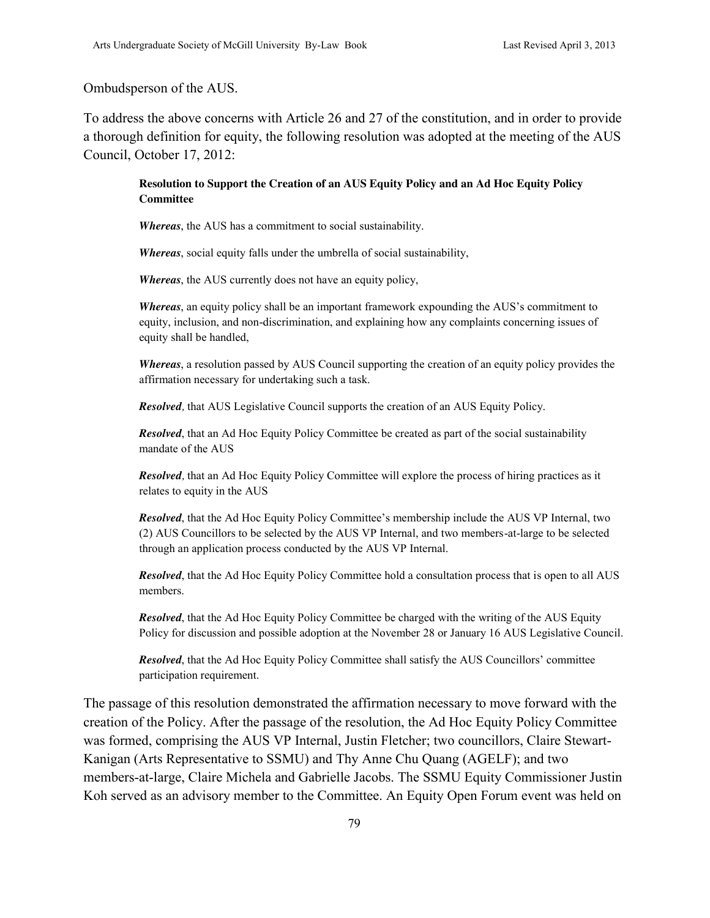Ombudsperson of the AUS.

To address the above concerns with Article 26 and 27 of the constitution, and in order to provide a thorough definition for equity, the following resolution was adopted at the meeting of the AUS Council, October 17, 2012:

> **Resolution to Support the Creation of an AUS Equity Policy and an Ad Hoc Equity Policy Committee**
>
> ***Whereas***, the AUS has a commitment to social sustainability.
>
> ***Whereas***, social equity falls under the umbrella of social sustainability,
>
> ***Whereas***, the AUS currently does not have an equity policy,
>
> ***Whereas***, an equity policy shall be an important framework expounding the AUS's commitment to equity, inclusion, and non-discrimination, and explaining how any complaints concerning issues of equity shall be handled,
>
> ***Whereas***, a resolution passed by AUS Council supporting the creation of an equity policy provides the affirmation necessary for undertaking such a task.
>
> ***Resolved**,* that AUS Legislative Council supports the creation of an AUS Equity Policy.
>
> ***Resolved***, that an Ad Hoc Equity Policy Committee be created as part of the social sustainability mandate of the AUS
>
> ***Resolved**,* that an Ad Hoc Equity Policy Committee will explore the process of hiring practices as it relates to equity in the AUS
>
> ***Resolved***, that the Ad Hoc Equity Policy Committee's membership include the AUS VP Internal, two (2) AUS Councillors to be selected by the AUS VP Internal, and two members-at-large to be selected through an application process conducted by the AUS VP Internal.
>
> ***Resolved***, that the Ad Hoc Equity Policy Committee hold a consultation process that is open to all AUS members.
>
> ***Resolved***, that the Ad Hoc Equity Policy Committee be charged with the writing of the AUS Equity Policy for discussion and possible adoption at the November 28 or January 16 AUS Legislative Council.
>
> ***Resolved***, that the Ad Hoc Equity Policy Committee shall satisfy the AUS Councillors' committee participation requirement.

The passage of this resolution demonstrated the affirmation necessary to move forward with the creation of the Policy. After the passage of the resolution, the Ad Hoc Equity Policy Committee was formed, comprising the AUS VP Internal, Justin Fletcher; two councillors, Claire Stewart-Kanigan (Arts Representative to SSMU) and Thy Anne Chu Quang (AGELF); and two members-at-large, Claire Michela and Gabrielle Jacobs. The SSMU Equity Commissioner Justin Koh served as an advisory member to the Committee. An Equity Open Forum event was held on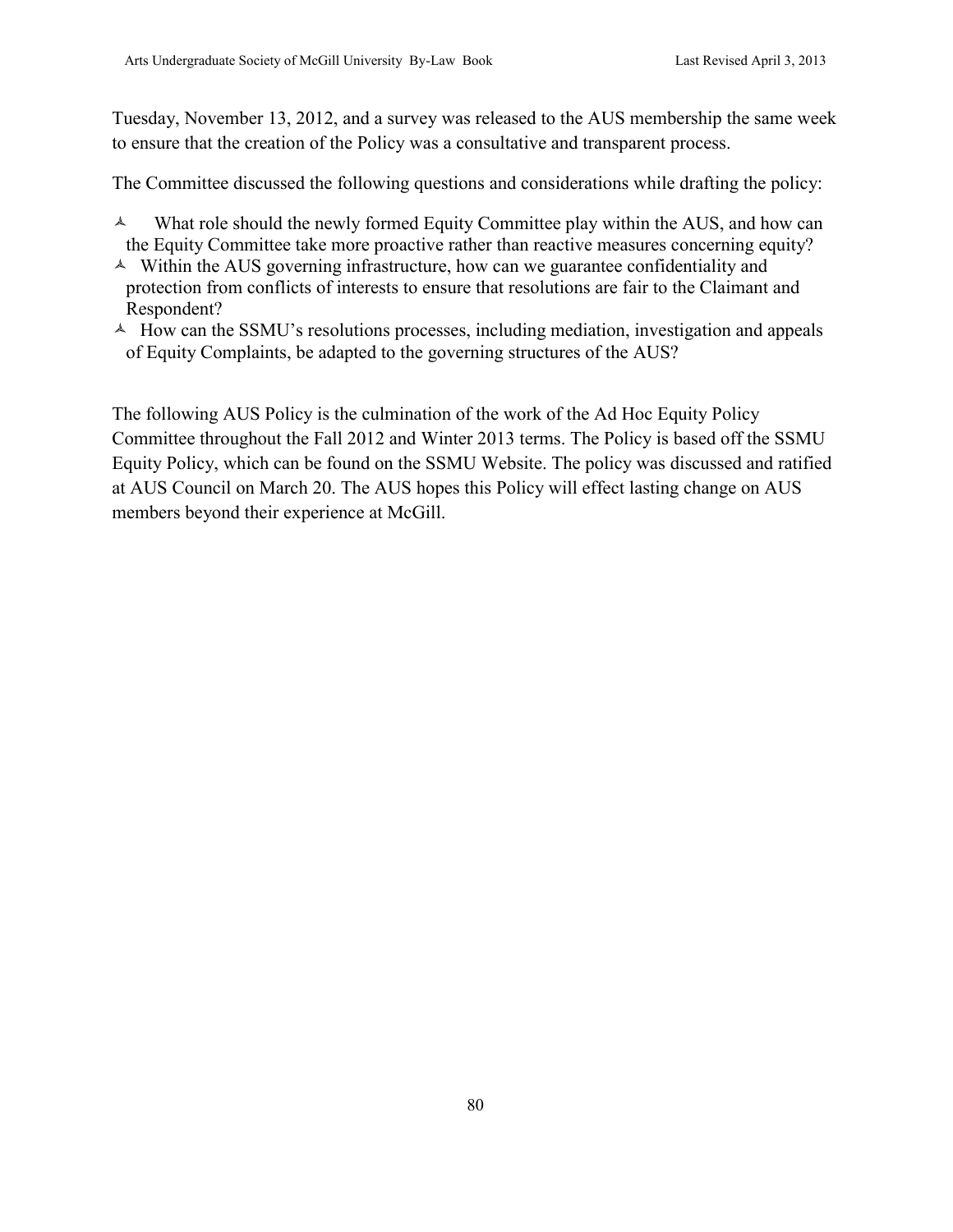Tuesday, November 13, 2012, and a survey was released to the AUS membership the same week to ensure that the creation of the Policy was a consultative and transparent process.

The Committee discussed the following questions and considerations while drafting the policy:

- What role should the newly formed Equity Committee play within the AUS, and how can the Equity Committee take more proactive rather than reactive measures concerning equity?
- Within the AUS governing infrastructure, how can we guarantee confidentiality and protection from conflicts of interests to ensure that resolutions are fair to the Claimant and Respondent?
- How can the SSMU's resolutions processes, including mediation, investigation and appeals of Equity Complaints, be adapted to the governing structures of the AUS?

The following AUS Policy is the culmination of the work of the Ad Hoc Equity Policy Committee throughout the Fall 2012 and Winter 2013 terms. The Policy is based off the SSMU Equity Policy, which can be found on the SSMU Website. The policy was discussed and ratified at AUS Council on March 20. The AUS hopes this Policy will effect lasting change on AUS members beyond their experience at McGill.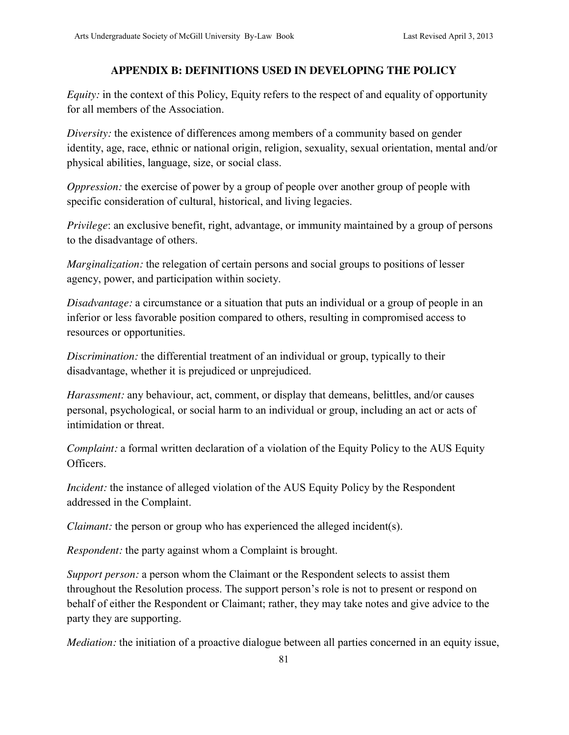## APPENDIX B: DEFINITIONS USED IN DEVELOPING THE POLICY

*Equity:* in the context of this Policy, Equity refers to the respect of and equality of opportunity for all members of the Association.

*Diversity:* the existence of differences among members of a community based on gender identity, age, race, ethnic or national origin, religion, sexuality, sexual orientation, mental and/or physical abilities, language, size, or social class.

*Oppression:* the exercise of power by a group of people over another group of people with specific consideration of cultural, historical, and living legacies.

*Privilege*: an exclusive benefit, right, advantage, or immunity maintained by a group of persons to the disadvantage of others.

*Marginalization:* the relegation of certain persons and social groups to positions of lesser agency, power, and participation within society.

*Disadvantage:* a circumstance or a situation that puts an individual or a group of people in an inferior or less favorable position compared to others, resulting in compromised access to resources or opportunities.

*Discrimination:* the differential treatment of an individual or group, typically to their disadvantage, whether it is prejudiced or unprejudiced.

*Harassment:* any behaviour, act, comment, or display that demeans, belittles, and/or causes personal, psychological, or social harm to an individual or group, including an act or acts of intimidation or threat.

*Complaint:* a formal written declaration of a violation of the Equity Policy to the AUS Equity Officers.

*Incident:* the instance of alleged violation of the AUS Equity Policy by the Respondent addressed in the Complaint.

*Claimant:* the person or group who has experienced the alleged incident(s).

*Respondent:* the party against whom a Complaint is brought.

*Support person:* a person whom the Claimant or the Respondent selects to assist them throughout the Resolution process. The support person's role is not to present or respond on behalf of either the Respondent or Claimant; rather, they may take notes and give advice to the party they are supporting.

*Mediation:* the initiation of a proactive dialogue between all parties concerned in an equity issue,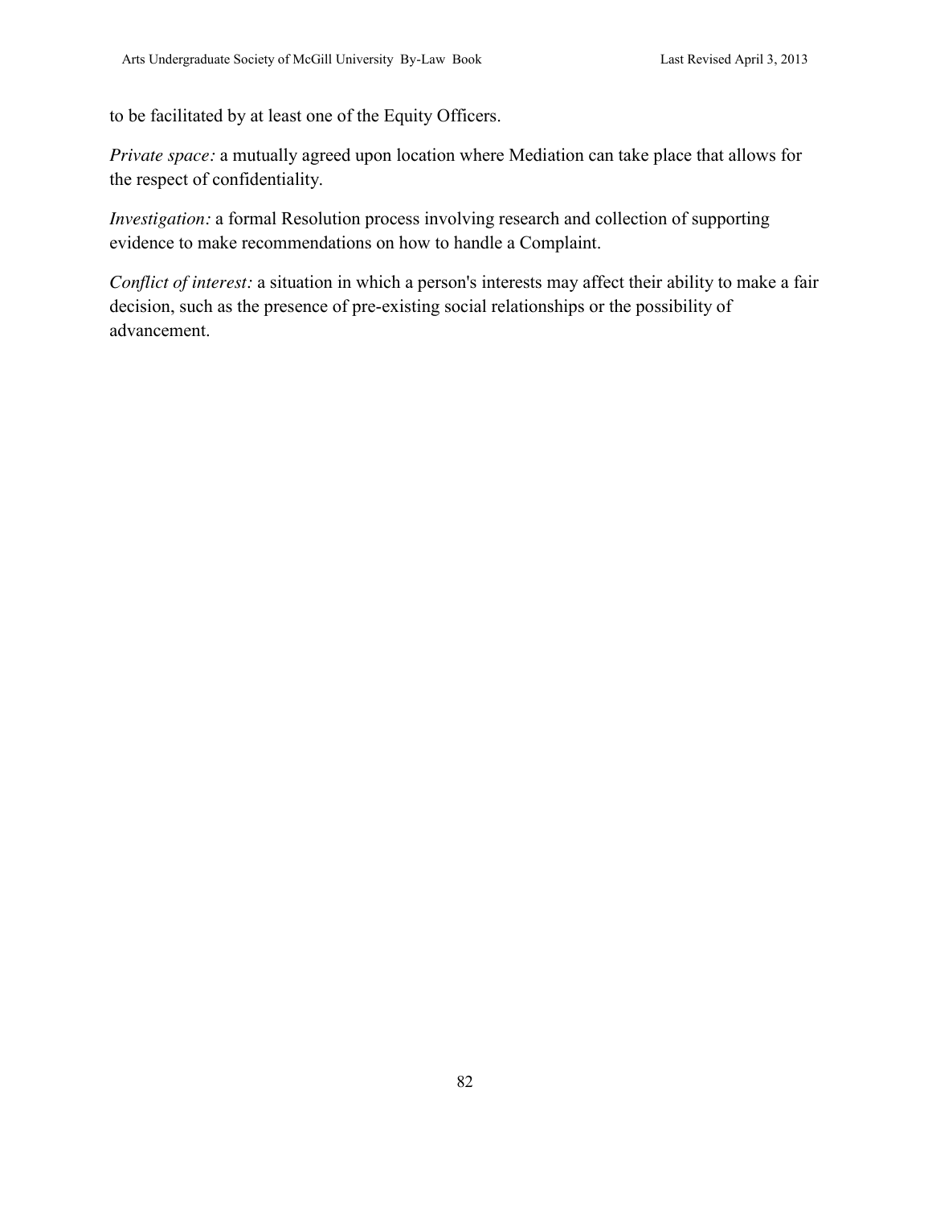to be facilitated by at least one of the Equity Officers.

*Private space:* a mutually agreed upon location where Mediation can take place that allows for the respect of confidentiality.

*Investigation:* a formal Resolution process involving research and collection of supporting evidence to make recommendations on how to handle a Complaint.

*Conflict of interest:* a situation in which a person's interests may affect their ability to make a fair decision, such as the presence of pre-existing social relationships or the possibility of advancement.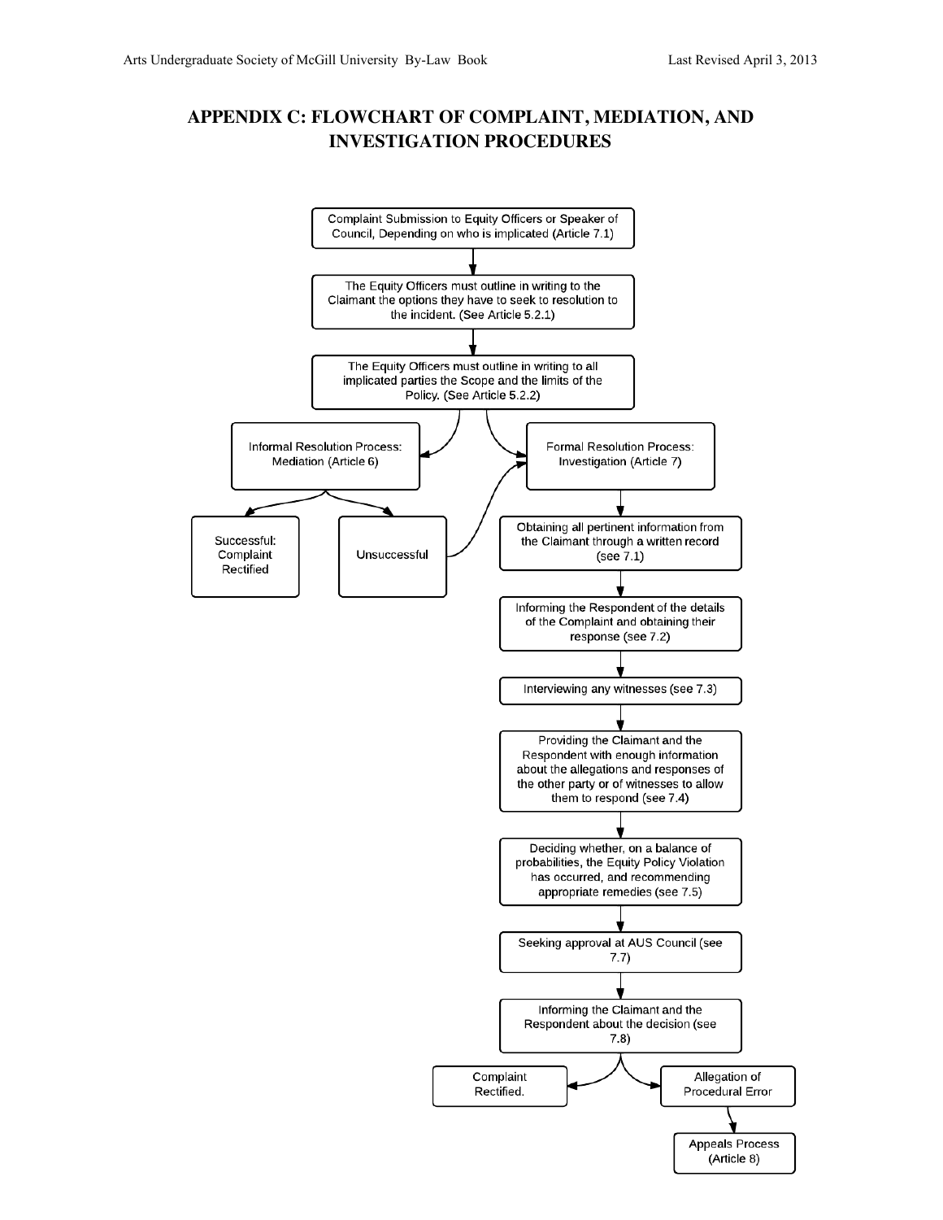# APPENDIX C: FLOWCHART OF COMPLAINT, MEDIATION, AND INVESTIGATION PROCEDURES

Complaint Submission to Equity Officers or Speaker of Council, Depending on who is implicated (Article 7.1)

The Equity Officers must outline in writing to the Claimant the options they have to seek to resolution to the incident. (See Article 5.2.1)

The Equity Officers must outline in writing to all implicated parties the Scope and the limits of the Policy. (See Article 5.2.2)

Informal Resolution Process: Mediation (Article 6)

Successful: Complaint Rectified

Unsuccessful

Formal Resolution Process: Investigation (Article 7)

Obtaining all pertinent information from the Claimant through a written record (see 7.1)

Informing the Respondent of the details of the Complaint and obtaining their response (see 7.2)

Interviewing any witnesses (see 7.3)

Providing the Claimant and the Respondent with enough information about the allegations and responses of the other party or of witnesses to allow them to respond (see 7.4)

Deciding whether, on a balance of probabilities, the Equity Policy Violation has occurred, and recommending appropriate remedies (see 7.5)

Seeking approval at AUS Council (see 7.7)

Informing the Claimant and the Respondent about the decision (see 7.8)

Complaint Rectified.

Allegation of Procedural Error

Appeals Process (Article 8)